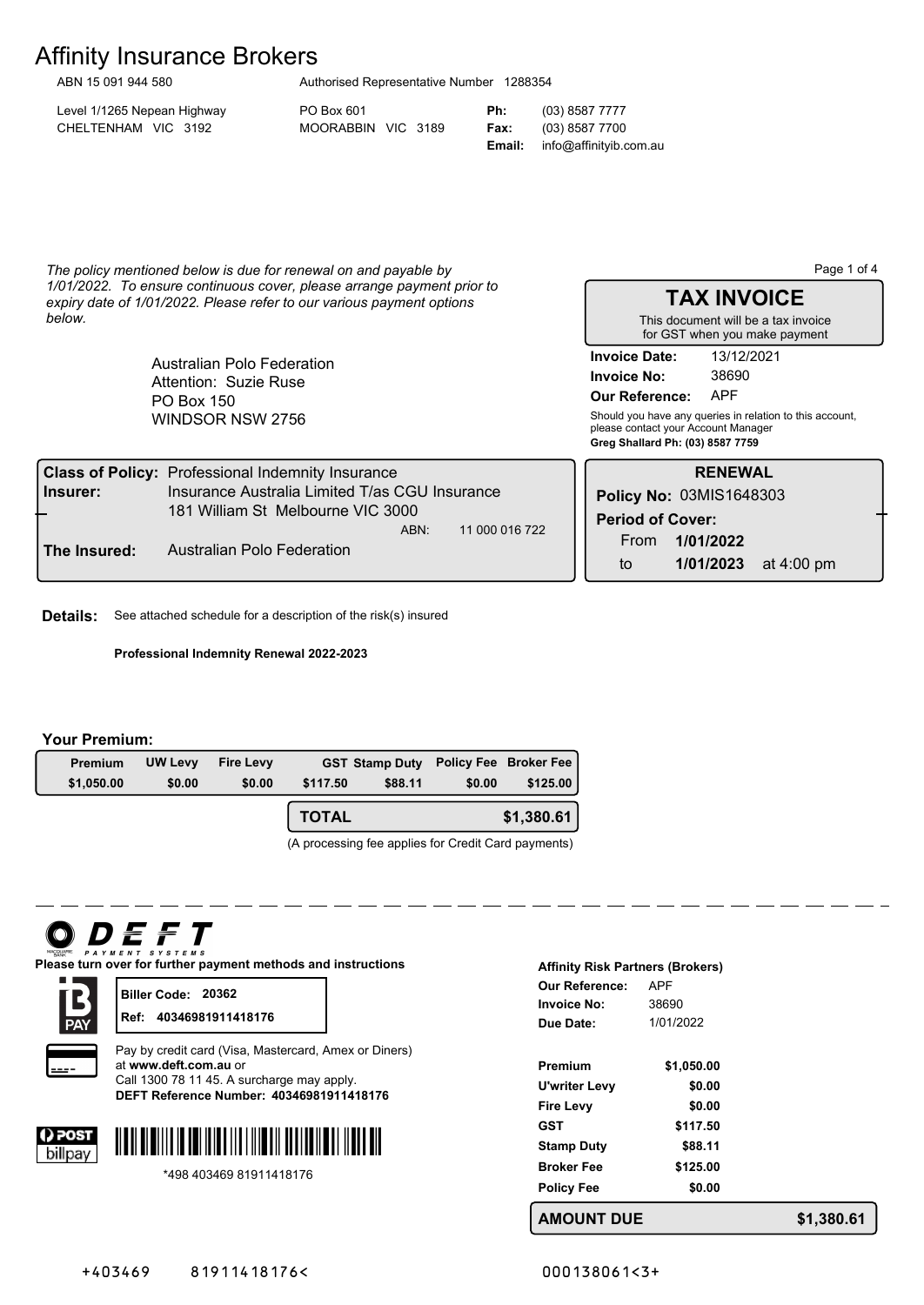# Affinity Insurance Brokers

ABN 15 091 944 580 | Authorised Representative Number 1288354

Level 1/1265 Nepean Highway
CHELTENHAM VIC 3192

PO Box 601
MOORABBIN VIC 3189

**Ph:** (03) 8587 7777
**Fax:** (03) 8587 7700
**Email:** info@affinityib.com.au

*The policy mentioned below is due for renewal on and payable by 1/01/2022. To ensure continuous cover, please arrange payment prior to expiry date of 1/01/2022. Please refer to our various payment options below.*

## TAX INVOICE

This document will be a tax invoice for GST when you make payment

**Invoice Date:** 13/12/2021
**Invoice No:** 38690
**Our Reference:** APF

Should you have any queries in relation to this account, please contact your Account Manager
**Greg Shallard Ph: (03) 8587 7759**

Australian Polo Federation
Attention: Suzie Ruse
PO Box 150
WINDSOR NSW 2756

**Class of Policy:** Professional Indemnity Insurance
**Insurer:** Insurance Australia Limited T/as CGU Insurance
181 William St Melbourne VIC 3000
ABN: 11 000 016 722
**The Insured:** Australian Polo Federation

**RENEWAL**
**Policy No:** 03MIS1648303
**Period of Cover:**
From **1/01/2022**
to **1/01/2023** at 4:00 pm

**Details:** See attached schedule for a description of the risk(s) insured

**Professional Indemnity Renewal 2022-2023**

**Your Premium:**

| Premium | UW Levy | Fire Levy | GST | Stamp Duty | Policy Fee | Broker Fee |
|---|---|---|---|---|---|---|
| $1,050.00 | $0.00 | $0.00 | $117.50 | $88.11 | $0.00 | $125.00 |

**TOTAL $1,380.61**

(A processing fee applies for Credit Card payments)

---

**DEFT PAYMENT SYSTEMS**

**Please turn over for further payment methods and instructions**

**BPAY**
**Biller Code: 20362**
**Ref: 40346981911418176**

Pay by credit card (Visa, Mastercard, Amex or Diners) at **www.deft.com.au** or
Call 1300 78 11 45. A surcharge may apply.
**DEFT Reference Number: 40346981911418176**

POST billpay
*498 403469 81911418176

**Affinity Risk Partners (Brokers)**

| | |
|---|---|
| **Our Reference:** | APF |
| **Invoice No:** | 38690 |
| **Due Date:** | 1/01/2022 |

| | |
|---|---|
| **Premium** | $1,050.00 |
| **U'writer Levy** | $0.00 |
| **Fire Levy** | $0.00 |
| **GST** | $117.50 |
| **Stamp Duty** | $88.11 |
| **Broker Fee** | $125.00 |
| **Policy Fee** | $0.00 |
| **AMOUNT DUE** | **$1,380.61** |

+403469 81911418176< 000138061<3+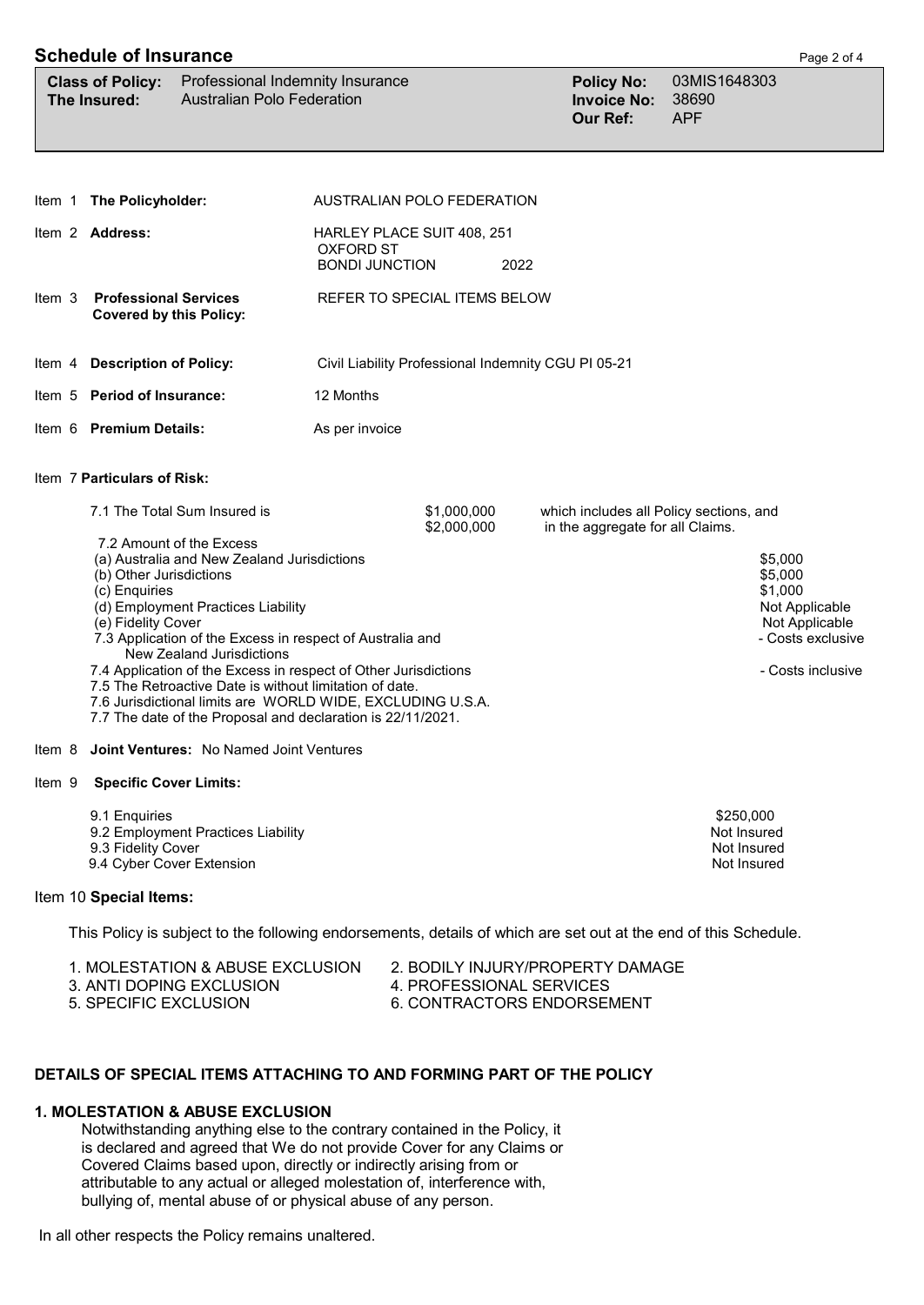## Schedule of Insurance

| | | | |
|---|---|---|---|
| **Class of Policy:** | Professional Indemnity Insurance | **Policy No:** | 03MIS1648303 |
| **The Insured:** | Australian Polo Federation | **Invoice No:** | 38690 |
| | | **Our Ref:** | APF |

| | | |
|---|---|---|
| Item 1 | **The Policyholder:** | AUSTRALIAN POLO FEDERATION |
| Item 2 | **Address:** | HARLEY PLACE SUIT 408, 251 OXFORD ST BONDI JUNCTION 2022 |
| Item 3 | **Professional Services Covered by this Policy:** | REFER TO SPECIAL ITEMS BELOW |
| Item 4 | **Description of Policy:** | Civil Liability Professional Indemnity CGU PI 05-21 |
| Item 5 | **Period of Insurance:** | 12 Months |
| Item 6 | **Premium Details:** | As per invoice |

Item 7 **Particulars of Risk:**

7.1 The Total Sum Insured is $1,000,000 which includes all Policy sections, and $2,000,000 in the aggregate for all Claims.

7.2 Amount of the Excess

| | |
|---|---|
| (a) Australia and New Zealand Jurisdictions | $5,000 |
| (b) Other Jurisdictions | $5,000 |
| (c) Enquiries | $1,000 |
| (d) Employment Practices Liability | Not Applicable |
| (e) Fidelity Cover | Not Applicable |
| 7.3 Application of the Excess in respect of Australia and New Zealand Jurisdictions | - Costs exclusive |
| 7.4 Application of the Excess in respect of Other Jurisdictions | - Costs inclusive |

7.5 The Retroactive Date is without limitation of date.

7.6 Jurisdictional limits are WORLD WIDE, EXCLUDING U.S.A.

7.7 The date of the Proposal and declaration is 22/11/2021.

Item 8 **Joint Ventures:** No Named Joint Ventures

Item 9 **Specific Cover Limits:**

| | |
|---|---|
| 9.1 Enquiries | $250,000 |
| 9.2 Employment Practices Liability | Not Insured |
| 9.3 Fidelity Cover | Not Insured |
| 9.4 Cyber Cover Extension | Not Insured |

Item 10 **Special Items:**

This Policy is subject to the following endorsements, details of which are set out at the end of this Schedule.

1. MOLESTATION & ABUSE EXCLUSION
2. BODILY INJURY/PROPERTY DAMAGE
3. ANTI DOPING EXCLUSION
4. PROFESSIONAL SERVICES
5. SPECIFIC EXCLUSION
6. CONTRACTORS ENDORSEMENT

### DETAILS OF SPECIAL ITEMS ATTACHING TO AND FORMING PART OF THE POLICY

#### 1. MOLESTATION & ABUSE EXCLUSION

Notwithstanding anything else to the contrary contained in the Policy, it is declared and agreed that We do not provide Cover for any Claims or Covered Claims based upon, directly or indirectly arising from or attributable to any actual or alleged molestation of, interference with, bullying of, mental abuse of or physical abuse of any person.

In all other respects the Policy remains unaltered.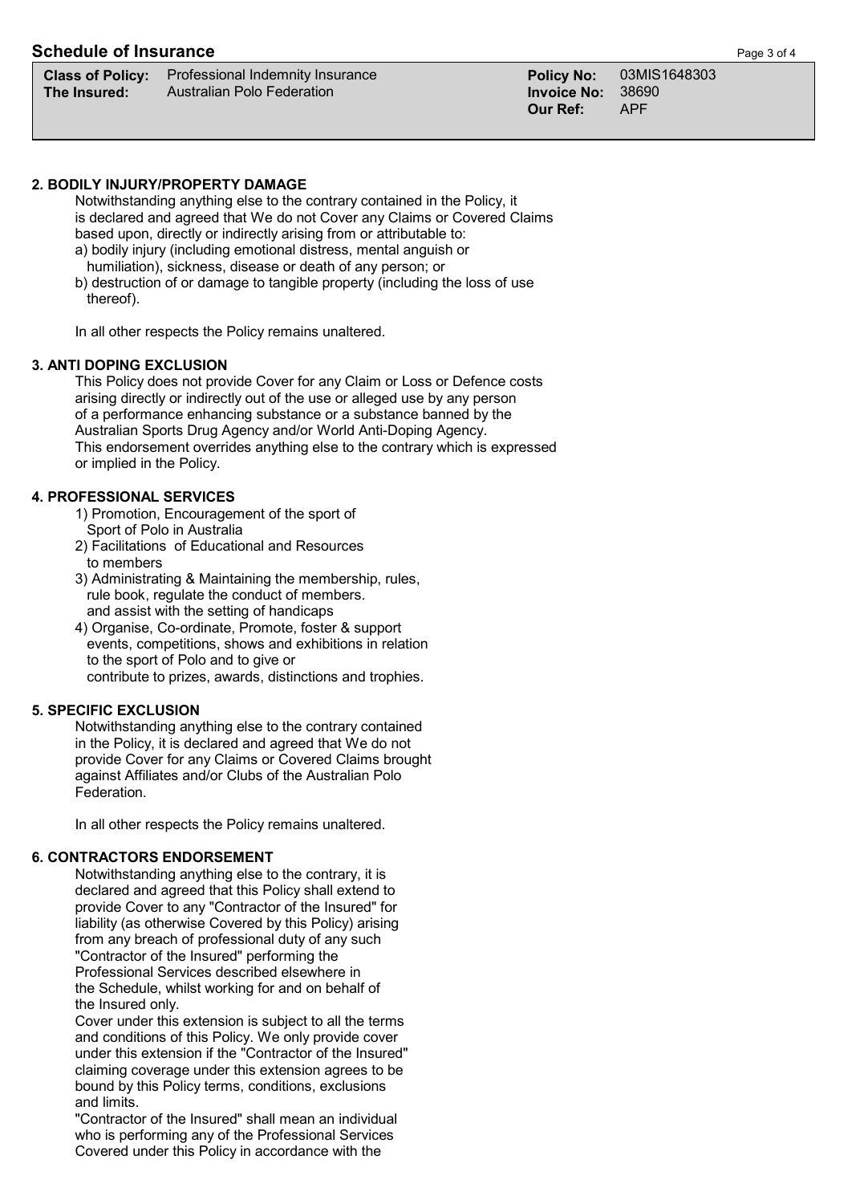## Schedule of Insurance

| | | | |
|---|---|---|---|
| **Class of Policy:** | Professional Indemnity Insurance | **Policy No:** | 03MIS1648303 |
| **The Insured:** | Australian Polo Federation | **Invoice No:** | 38690 |
| | | **Our Ref:** | APF |

### 2. BODILY INJURY/PROPERTY DAMAGE

Notwithstanding anything else to the contrary contained in the Policy, it is declared and agreed that We do not Cover any Claims or Covered Claims based upon, directly or indirectly arising from or attributable to:

a) bodily injury (including emotional distress, mental anguish or humiliation), sickness, disease or death of any person; or

b) destruction of or damage to tangible property (including the loss of use thereof).

In all other respects the Policy remains unaltered.

### 3. ANTI DOPING EXCLUSION

This Policy does not provide Cover for any Claim or Loss or Defence costs arising directly or indirectly out of the use or alleged use by any person of a performance enhancing substance or a substance banned by the Australian Sports Drug Agency and/or World Anti-Doping Agency. This endorsement overrides anything else to the contrary which is expressed or implied in the Policy.

### 4. PROFESSIONAL SERVICES

1) Promotion, Encouragement of the sport of Sport of Polo in Australia
2) Facilitations of Educational and Resources to members
3) Administrating & Maintaining the membership, rules, rule book, regulate the conduct of members. and assist with the setting of handicaps
4) Organise, Co-ordinate, Promote, foster & support events, competitions, shows and exhibitions in relation to the sport of Polo and to give or contribute to prizes, awards, distinctions and trophies.

### 5. SPECIFIC EXCLUSION

Notwithstanding anything else to the contrary contained in the Policy, it is declared and agreed that We do not provide Cover for any Claims or Covered Claims brought against Affiliates and/or Clubs of the Australian Polo Federation.

In all other respects the Policy remains unaltered.

### 6. CONTRACTORS ENDORSEMENT

Notwithstanding anything else to the contrary, it is declared and agreed that this Policy shall extend to provide Cover to any "Contractor of the Insured" for liability (as otherwise Covered by this Policy) arising from any breach of professional duty of any such "Contractor of the Insured" performing the Professional Services described elsewhere in the Schedule, whilst working for and on behalf of the Insured only.

Cover under this extension is subject to all the terms and conditions of this Policy. We only provide cover under this extension if the "Contractor of the Insured" claiming coverage under this extension agrees to be bound by this Policy terms, conditions, exclusions and limits.

"Contractor of the Insured" shall mean an individual who is performing any of the Professional Services Covered under this Policy in accordance with the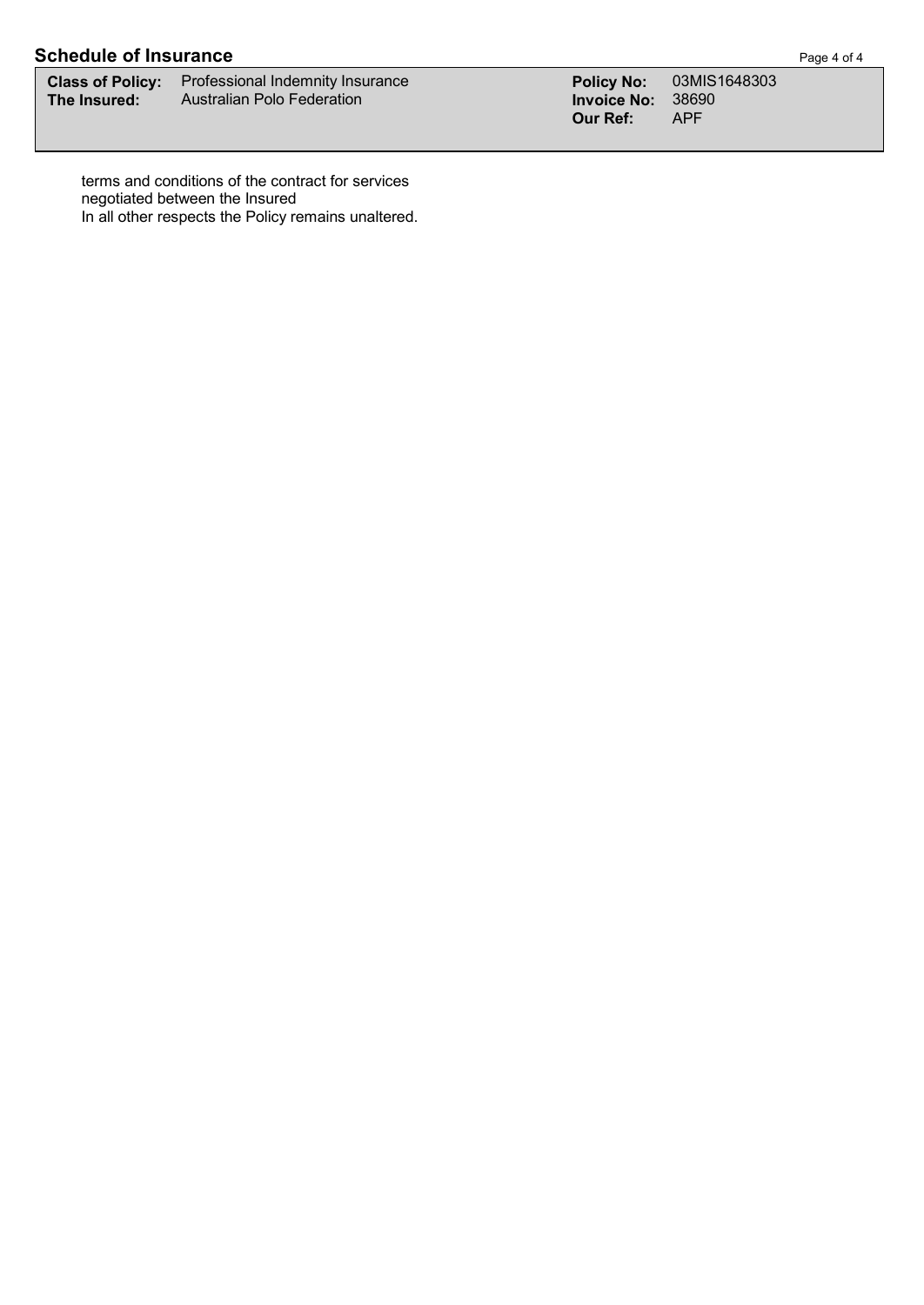terms and conditions of the contract for services
negotiated between the Insured
In all other respects the Policy remains unaltered.